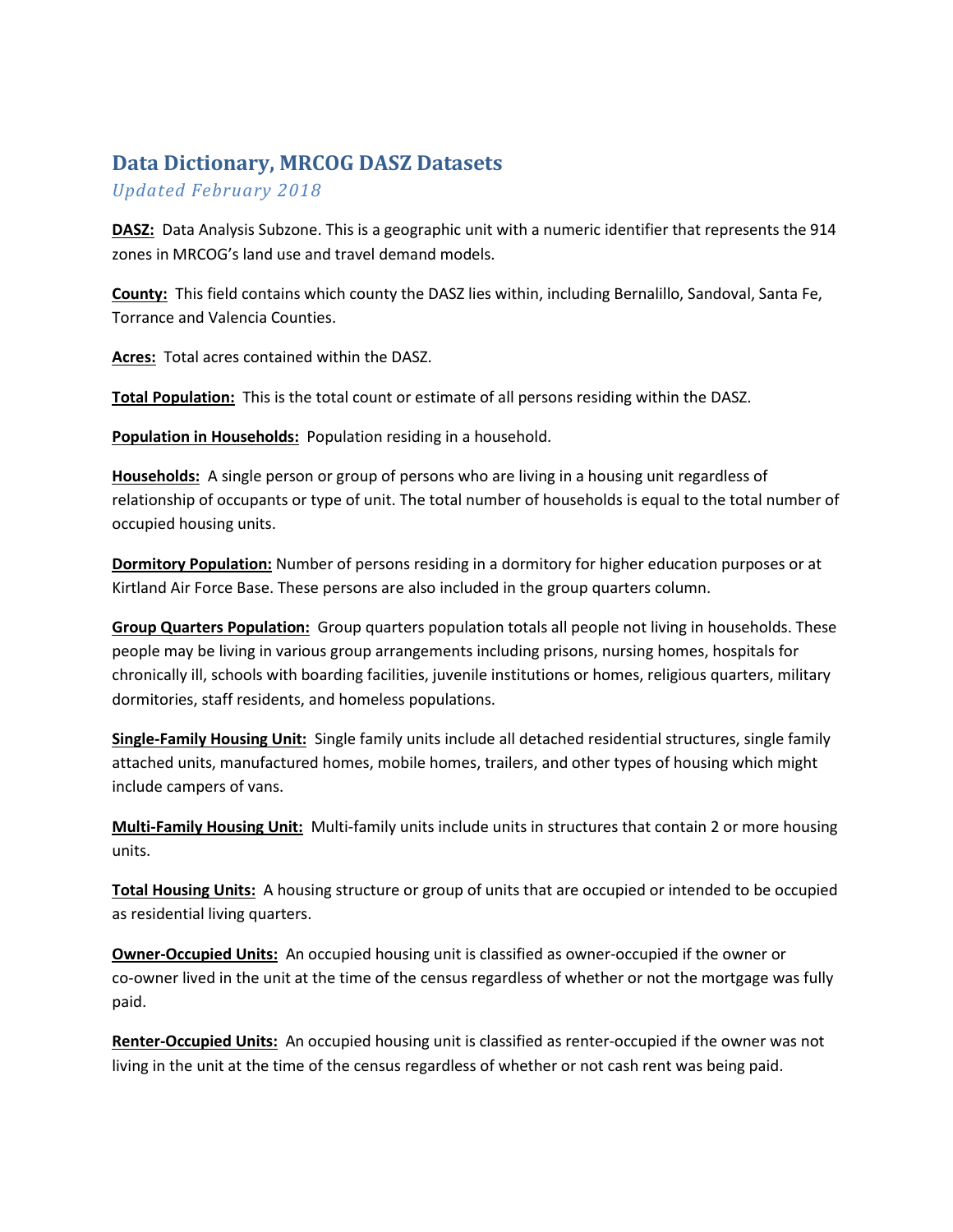# Data Dictionary, MRCOG DASZ Datasets

*Updated February 2018*

**DASZ:** Data Analysis Subzone. This is a geographic unit with a numeric identifier that represents the 914 zones in MRCOG's land use and travel demand models.

**County:** This field contains which county the DASZ lies within, including Bernalillo, Sandoval, Santa Fe, Torrance and Valencia Counties.

**Acres:** Total acres contained within the DASZ.

**Total Population:** This is the total count or estimate of all persons residing within the DASZ.

**Population in Households:** Population residing in a household.

**Households:** A single person or group of persons who are living in a housing unit regardless of relationship of occupants or type of unit. The total number of households is equal to the total number of occupied housing units.

**Dormitory Population:** Number of persons residing in a dormitory for higher education purposes or at Kirtland Air Force Base. These persons are also included in the group quarters column.

**Group Quarters Population:** Group quarters population totals all people not living in households. These people may be living in various group arrangements including prisons, nursing homes, hospitals for chronically ill, schools with boarding facilities, juvenile institutions or homes, religious quarters, military dormitories, staff residents, and homeless populations.

**Single-Family Housing Unit:** Single family units include all detached residential structures, single family attached units, manufactured homes, mobile homes, trailers, and other types of housing which might include campers of vans.

**Multi-Family Housing Unit:** Multi-family units include units in structures that contain 2 or more housing units.

**Total Housing Units:** A housing structure or group of units that are occupied or intended to be occupied as residential living quarters.

**Owner-Occupied Units:** An occupied housing unit is classified as owner-occupied if the owner or co-owner lived in the unit at the time of the census regardless of whether or not the mortgage was fully paid.

**Renter-Occupied Units:** An occupied housing unit is classified as renter-occupied if the owner was not living in the unit at the time of the census regardless of whether or not cash rent was being paid.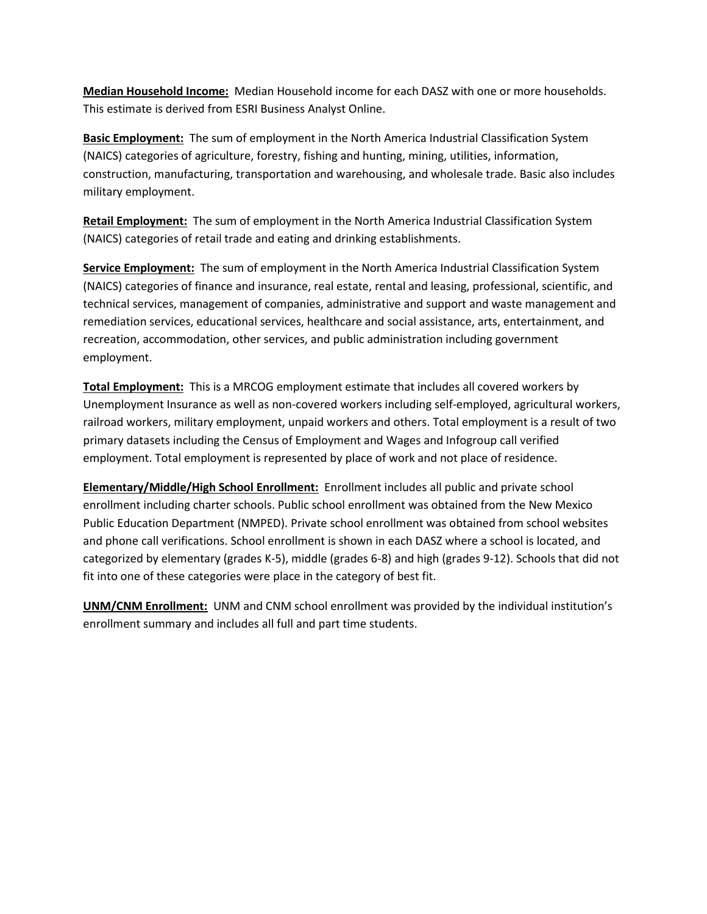**<u>Median Household Income:</u>** Median Household income for each DASZ with one or more households. This estimate is derived from ESRI Business Analyst Online.

**<u>Basic Employment:</u>** The sum of employment in the North America Industrial Classification System (NAICS) categories of agriculture, forestry, fishing and hunting, mining, utilities, information, construction, manufacturing, transportation and warehousing, and wholesale trade. Basic also includes military employment.

**<u>Retail Employment:</u>** The sum of employment in the North America Industrial Classification System (NAICS) categories of retail trade and eating and drinking establishments.

**<u>Service Employment:</u>** The sum of employment in the North America Industrial Classification System (NAICS) categories of finance and insurance, real estate, rental and leasing, professional, scientific, and technical services, management of companies, administrative and support and waste management and remediation services, educational services, healthcare and social assistance, arts, entertainment, and recreation, accommodation, other services, and public administration including government employment.

**<u>Total Employment:</u>** This is a MRCOG employment estimate that includes all covered workers by Unemployment Insurance as well as non-covered workers including self-employed, agricultural workers, railroad workers, military employment, unpaid workers and others. Total employment is a result of two primary datasets including the Census of Employment and Wages and Infogroup call verified employment. Total employment is represented by place of work and not place of residence.

**<u>Elementary/Middle/High School Enrollment:</u>** Enrollment includes all public and private school enrollment including charter schools. Public school enrollment was obtained from the New Mexico Public Education Department (NMPED). Private school enrollment was obtained from school websites and phone call verifications. School enrollment is shown in each DASZ where a school is located, and categorized by elementary (grades K-5), middle (grades 6-8) and high (grades 9-12). Schools that did not fit into one of these categories were place in the category of best fit.

**<u>UNM/CNM Enrollment:</u>** UNM and CNM school enrollment was provided by the individual institution's enrollment summary and includes all full and part time students.